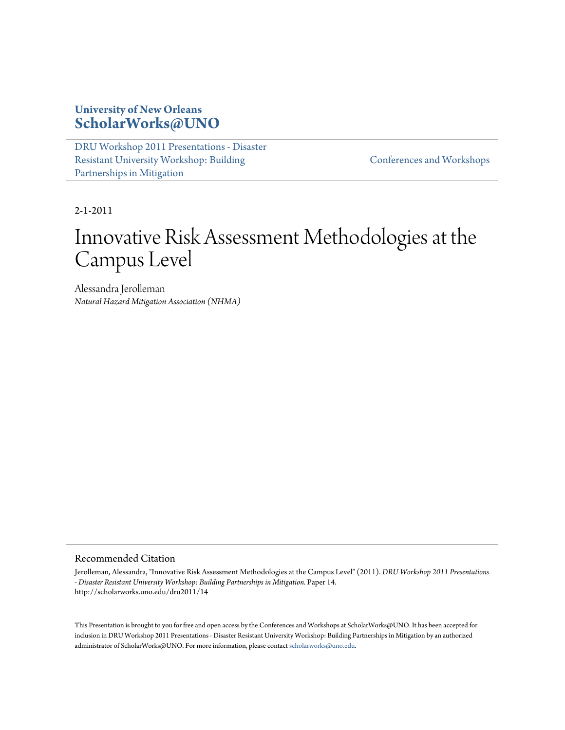**University of New Orleans**
**ScholarWorks@UNO**

DRU Workshop 2011 Presentations - Disaster Resistant University Workshop: Building Partnerships in Mitigation

Conferences and Workshops

2-1-2011

# Innovative Risk Assessment Methodologies at the Campus Level

Alessandra Jerolleman
*Natural Hazard Mitigation Association (NHMA)*

## Recommended Citation

Jerolleman, Alessandra, "Innovative Risk Assessment Methodologies at the Campus Level" (2011). *DRU Workshop 2011 Presentations - Disaster Resistant University Workshop: Building Partnerships in Mitigation.* Paper 14.
http://scholarworks.uno.edu/dru2011/14

This Presentation is brought to you for free and open access by the Conferences and Workshops at ScholarWorks@UNO. It has been accepted for inclusion in DRU Workshop 2011 Presentations - Disaster Resistant University Workshop: Building Partnerships in Mitigation by an authorized administrator of ScholarWorks@UNO. For more information, please contact scholarworks@uno.edu.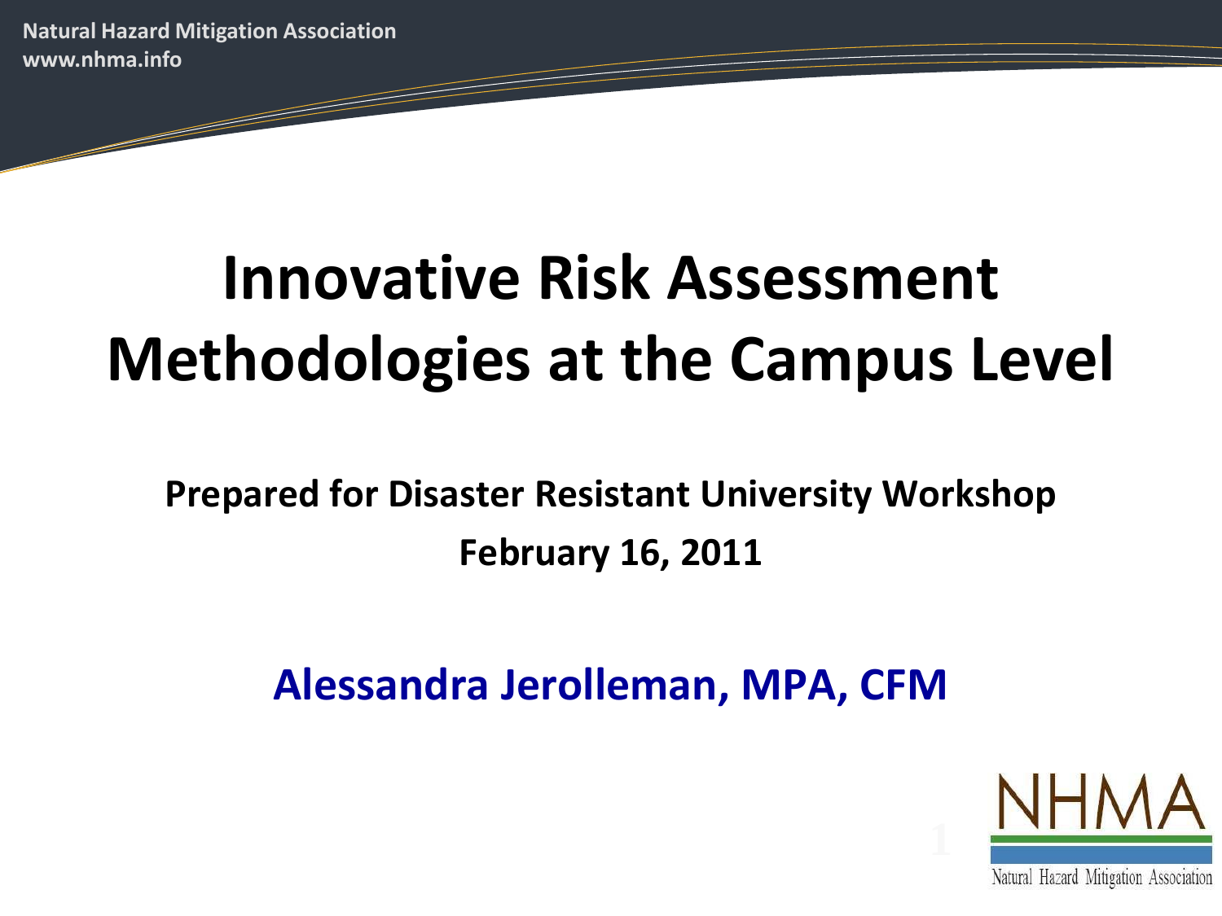# Innovative Risk Assessment Methodologies at the Campus Level

**Prepared for Disaster Resistant University Workshop**

**February 16, 2011**

**Alessandra Jerolleman, MPA, CFM**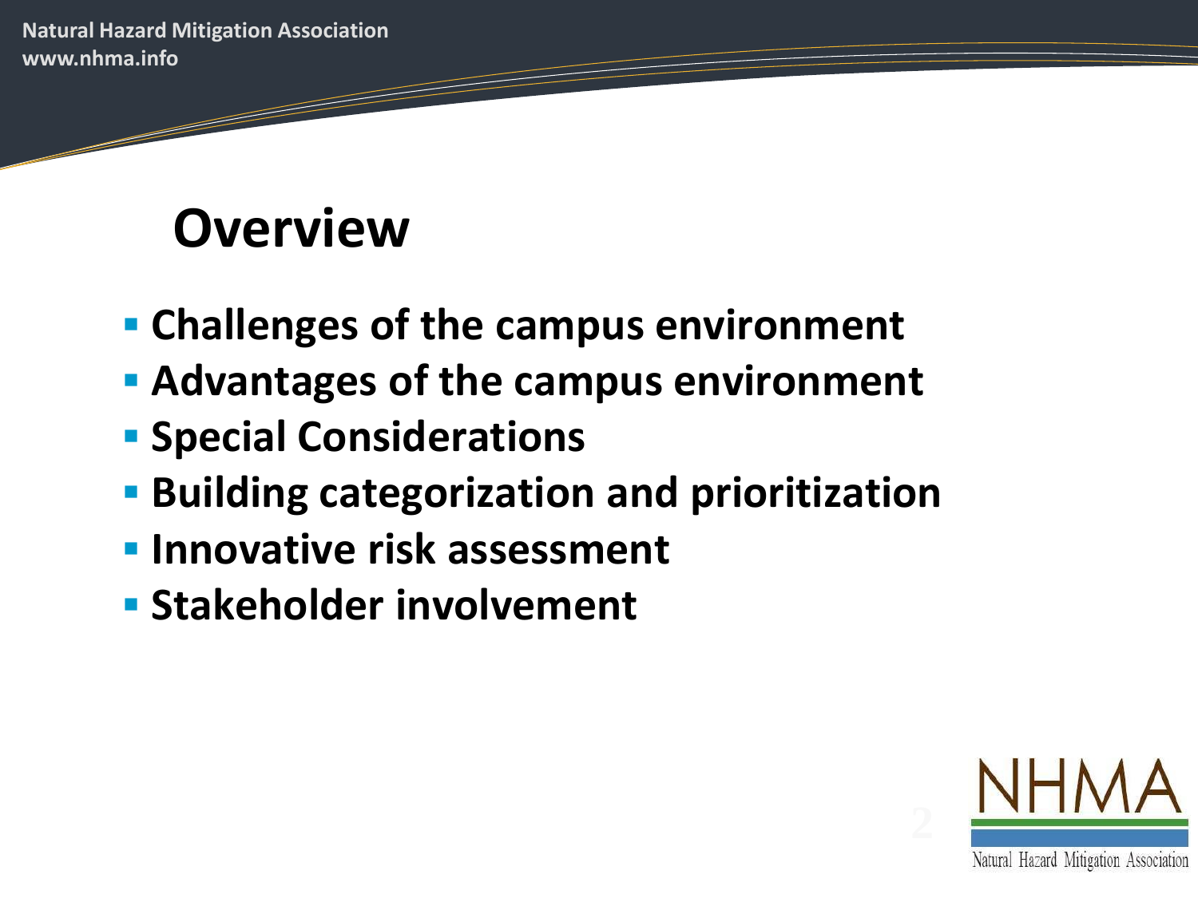# Overview

- Challenges of the campus environment
- Advantages of the campus environment
- Special Considerations
- Building categorization and prioritization
- Innovative risk assessment
- Stakeholder involvement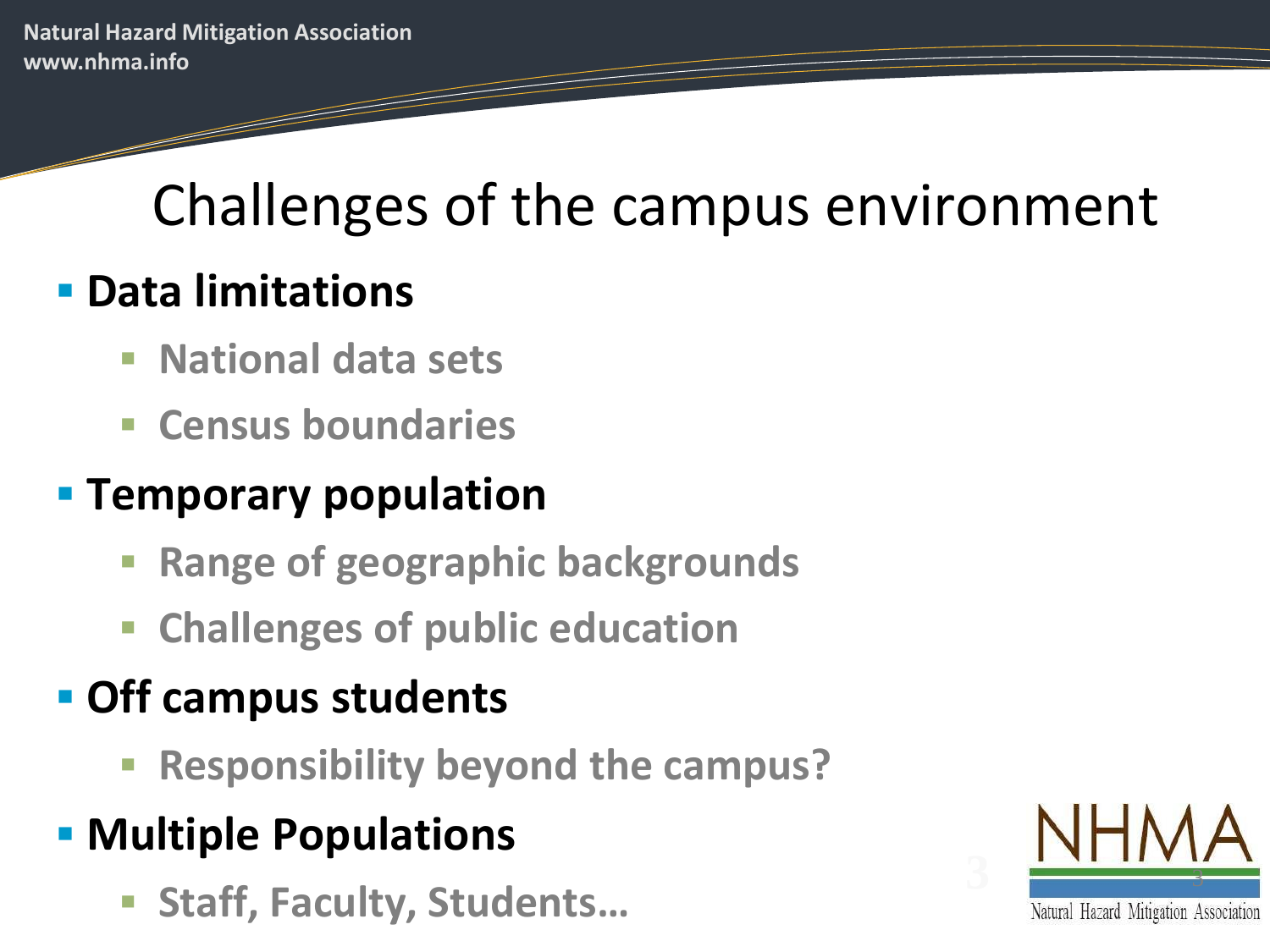# Challenges of the campus environment

- **Data limitations**
  - **National data sets**
  - **Census boundaries**
- **Temporary population**
  - **Range of geographic backgrounds**
  - **Challenges of public education**
- **Off campus students**
  - **Responsibility beyond the campus?**
- **Multiple Populations**
  - **Staff, Faculty, Students…**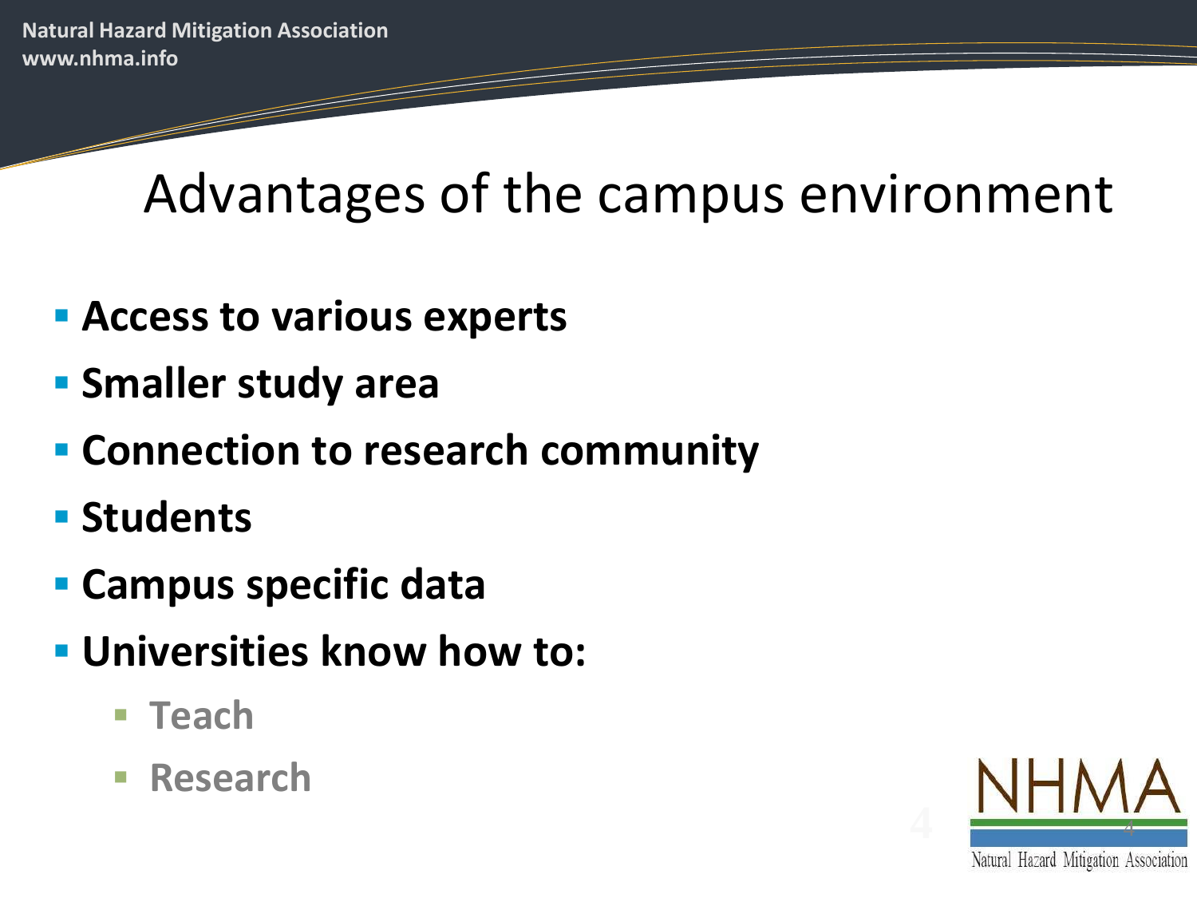# Advantages of the campus environment

- **Access to various experts**
- **Smaller study area**
- **Connection to research community**
- **Students**
- **Campus specific data**
- **Universities know how to:**
  - **Teach**
  - **Research**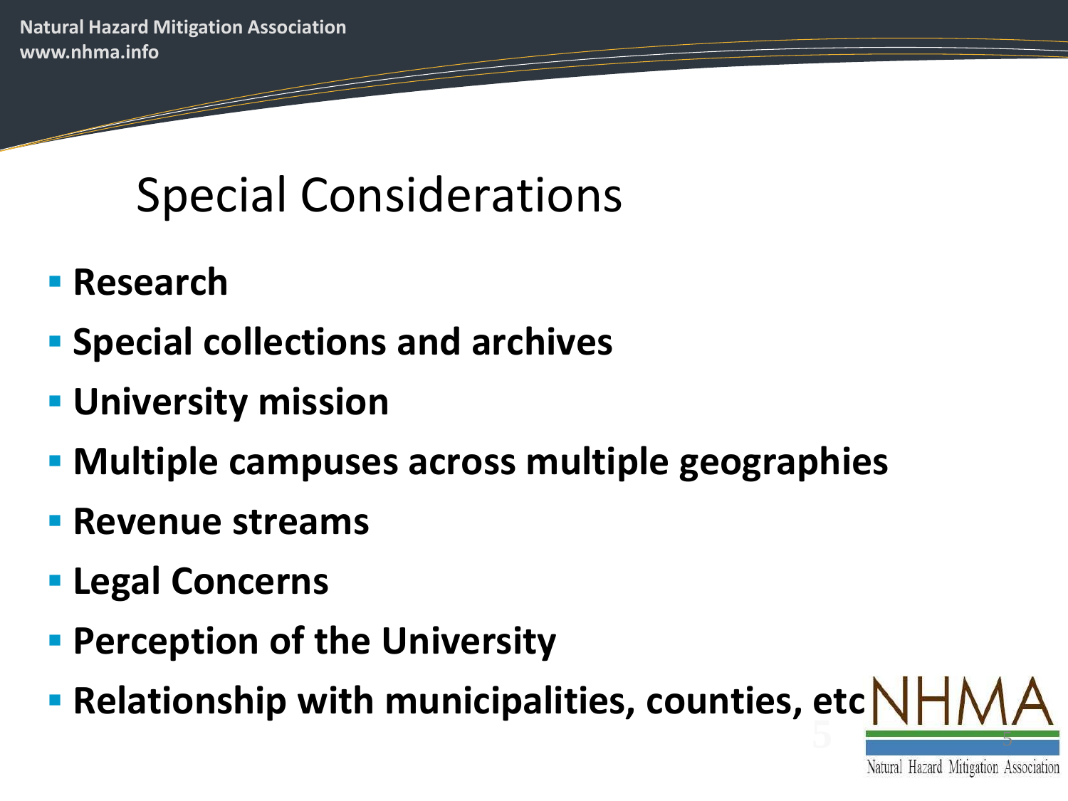# Special Considerations

- **Research**
- **Special collections and archives**
- **University mission**
- **Multiple campuses across multiple geographies**
- **Revenue streams**
- **Legal Concerns**
- **Perception of the University**
- **Relationship with municipalities, counties, etc**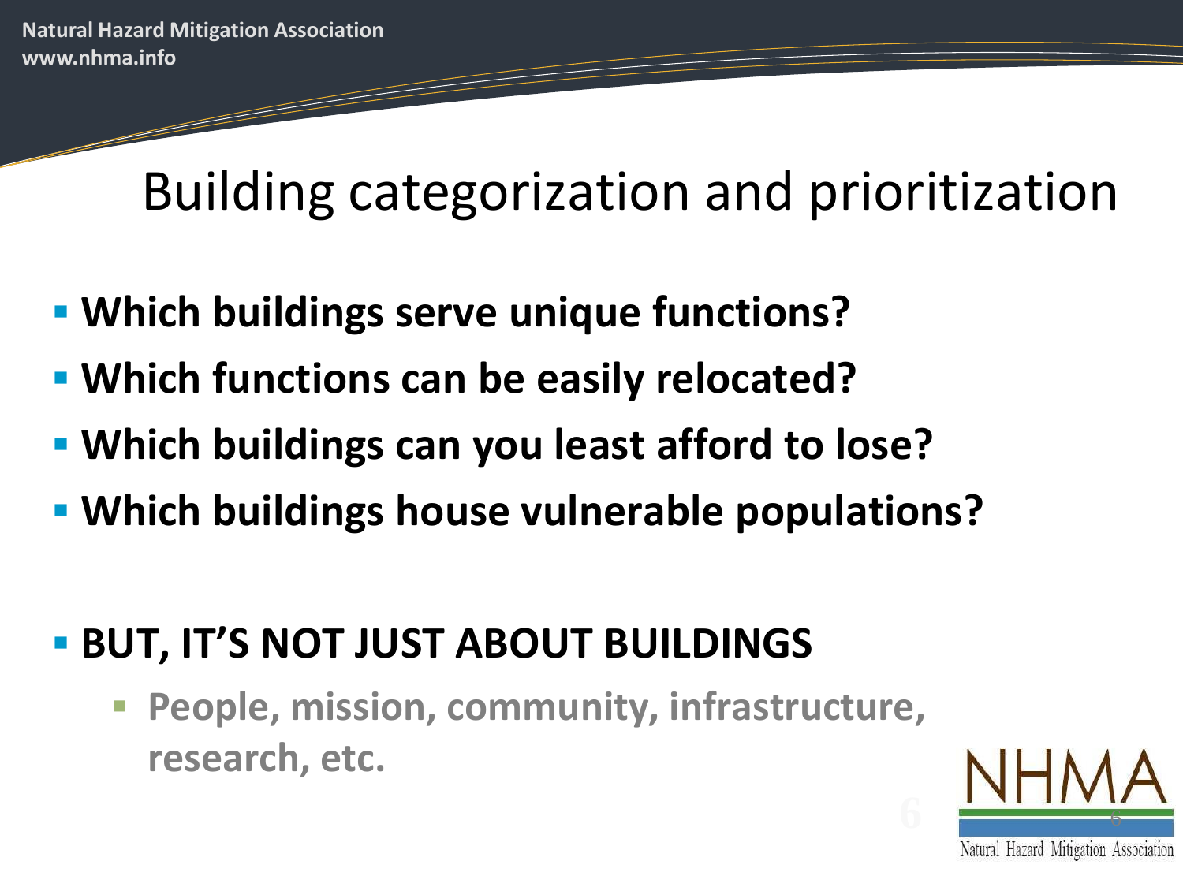# Building categorization and prioritization

- **Which buildings serve unique functions?**
- **Which functions can be easily relocated?**
- **Which buildings can you least afford to lose?**
- **Which buildings house vulnerable populations?**

- **BUT, IT'S NOT JUST ABOUT BUILDINGS**
  - **People, mission, community, infrastructure, research, etc.**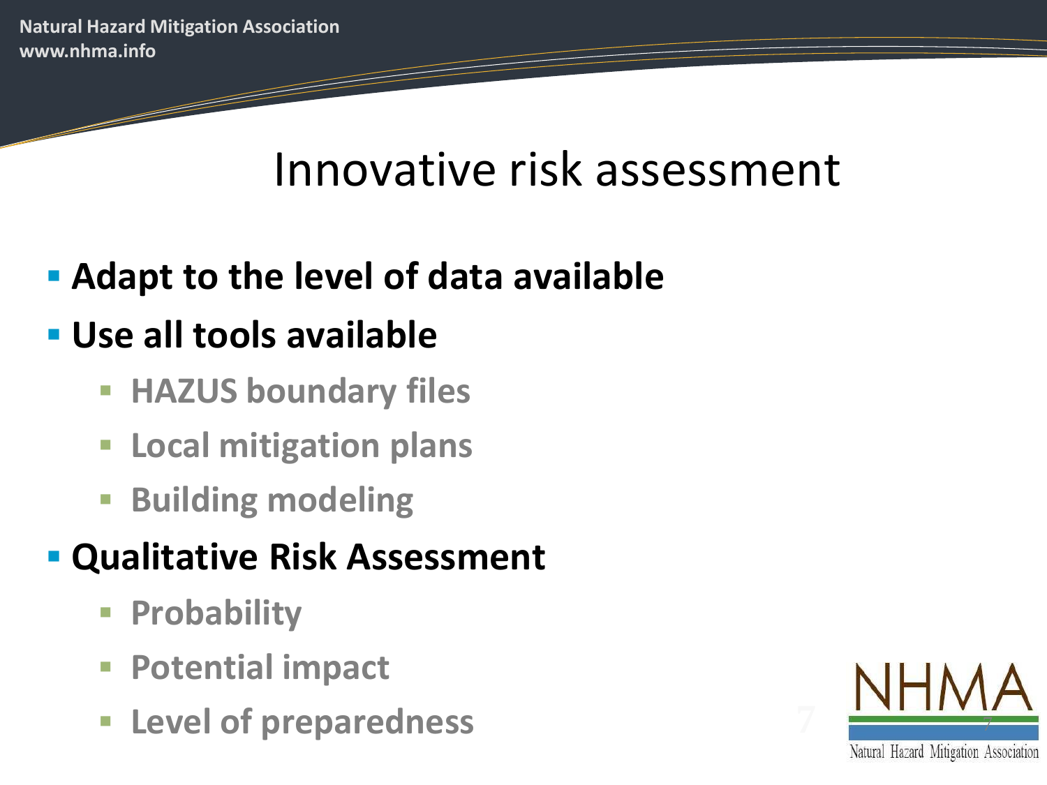# Innovative risk assessment

- **Adapt to the level of data available**
- **Use all tools available**
  - **HAZUS boundary files**
  - **Local mitigation plans**
  - **Building modeling**
- **Qualitative Risk Assessment**
  - **Probability**
  - **Potential impact**
  - **Level of preparedness**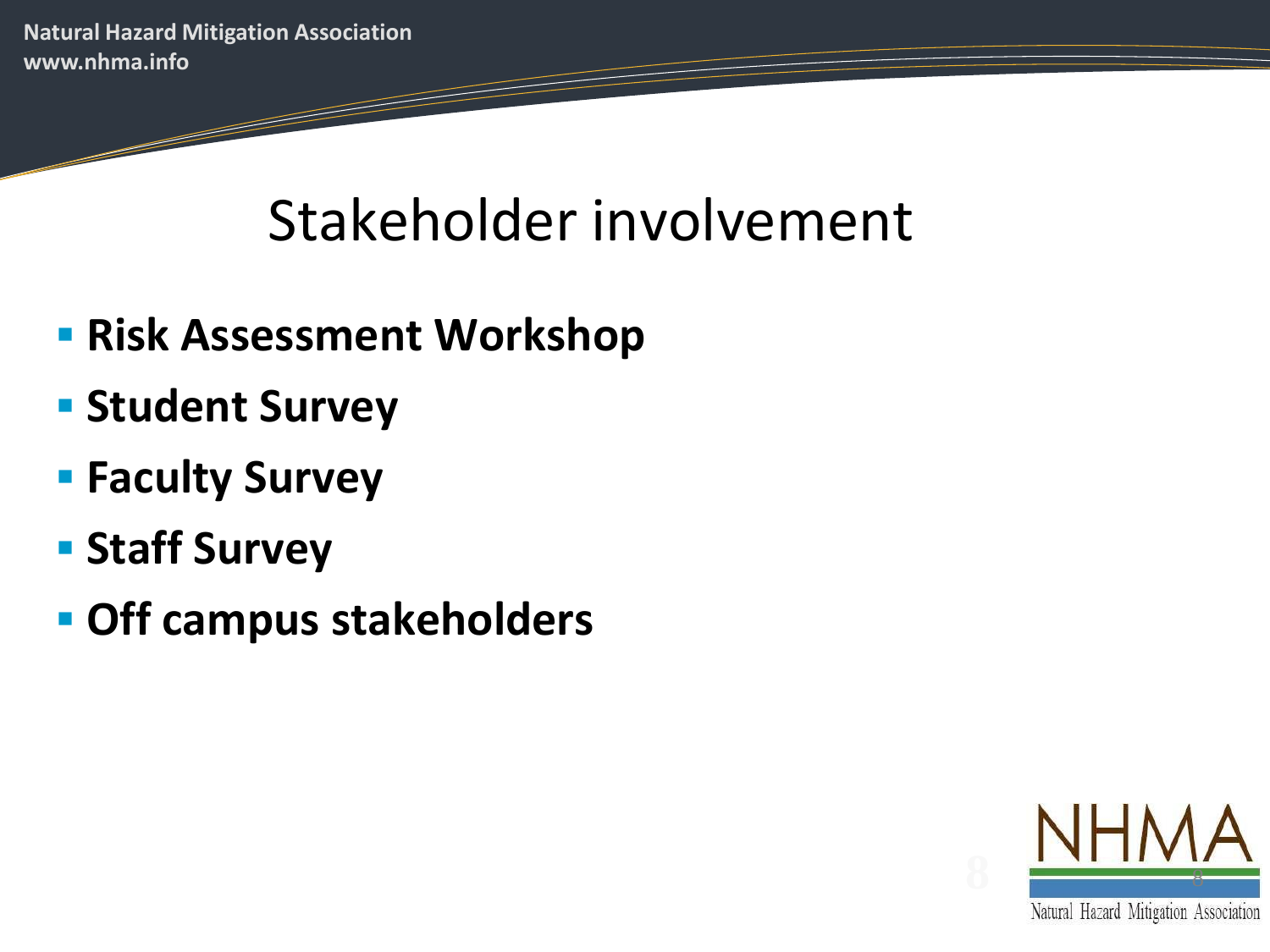# Stakeholder involvement

- **Risk Assessment Workshop**
- **Student Survey**
- **Faculty Survey**
- **Staff Survey**
- **Off campus stakeholders**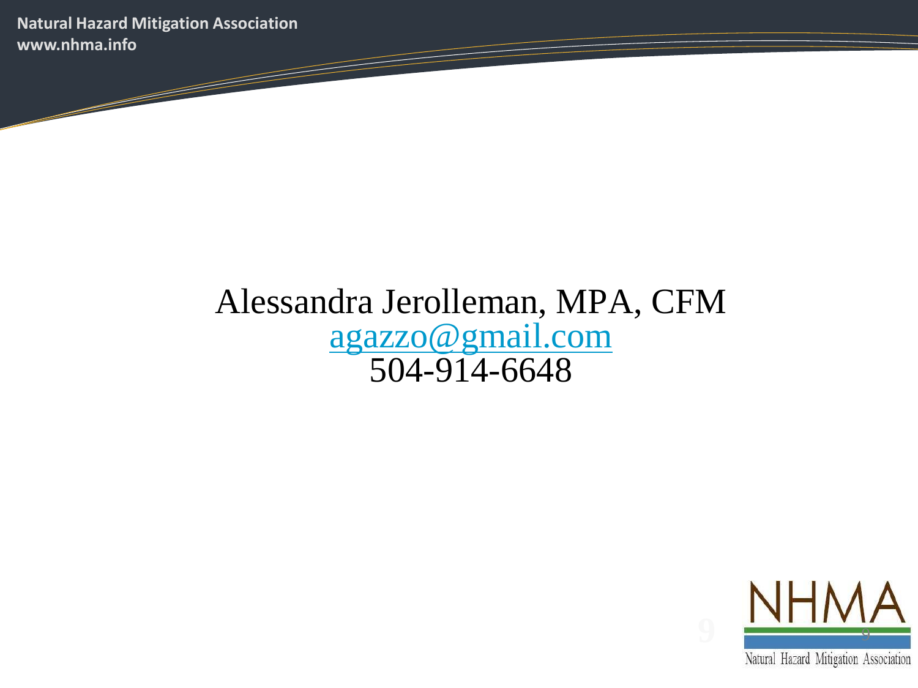Alessandra Jerolleman, MPA, CFM
agazzo@gmail.com
504-914-6648